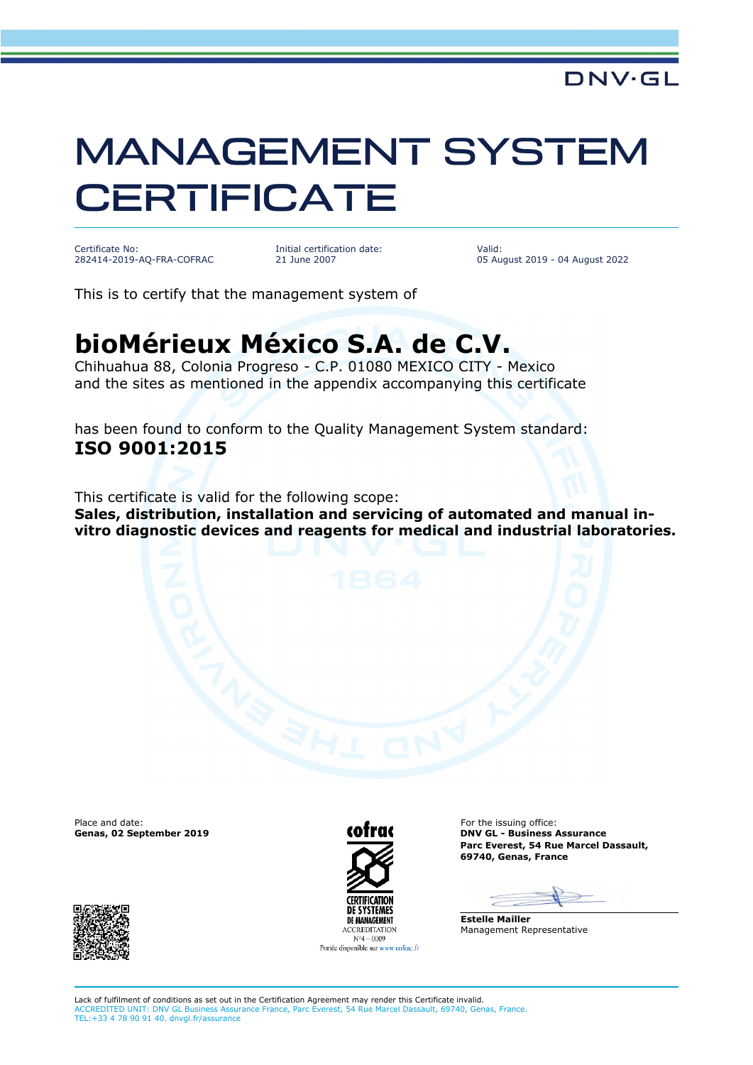DNV·GL

# MANAGEMENT SYSTEM CERTIFICATE

| Certificate No: | Initial certification date: | Valid: |
|---|---|---|
| 282414-2019-AQ-FRA-COFRAC | 21 June 2007 | 05 August 2019 - 04 August 2022 |

This is to certify that the management system of

## bioMérieux México S.A. de C.V.

Chihuahua 88, Colonia Progreso - C.P. 01080 MEXICO CITY - Mexico
and the sites as mentioned in the appendix accompanying this certificate

has been found to conform to the Quality Management System standard:
**ISO 9001:2015**

This certificate is valid for the following scope:
**Sales, distribution, installation and servicing of automated and manual in-vitro diagnostic devices and reagents for medical and industrial laboratories.**

Place and date:
**Genas, 02 September 2019**

cofrac
CERTIFICATION DE SYSTEMES DE MANAGEMENT
ACCREDITATION
N°4 – 0009
Portée disponible sur www.cofrac.fr

For the issuing office:
**DNV GL - Business Assurance**
**Parc Everest, 54 Rue Marcel Dassault, 69740, Genas, France**

**Estelle Mailler**
Management Representative

Lack of fulfilment of conditions as set out in the Certification Agreement may render this Certificate invalid.
ACCREDITED UNIT: DNV GL Business Assurance France, Parc Everest, 54 Rue Marcel Dassault, 69740, Genas, France.
TEL:+33 4 78 90 91 40. dnvgl.fr/assurance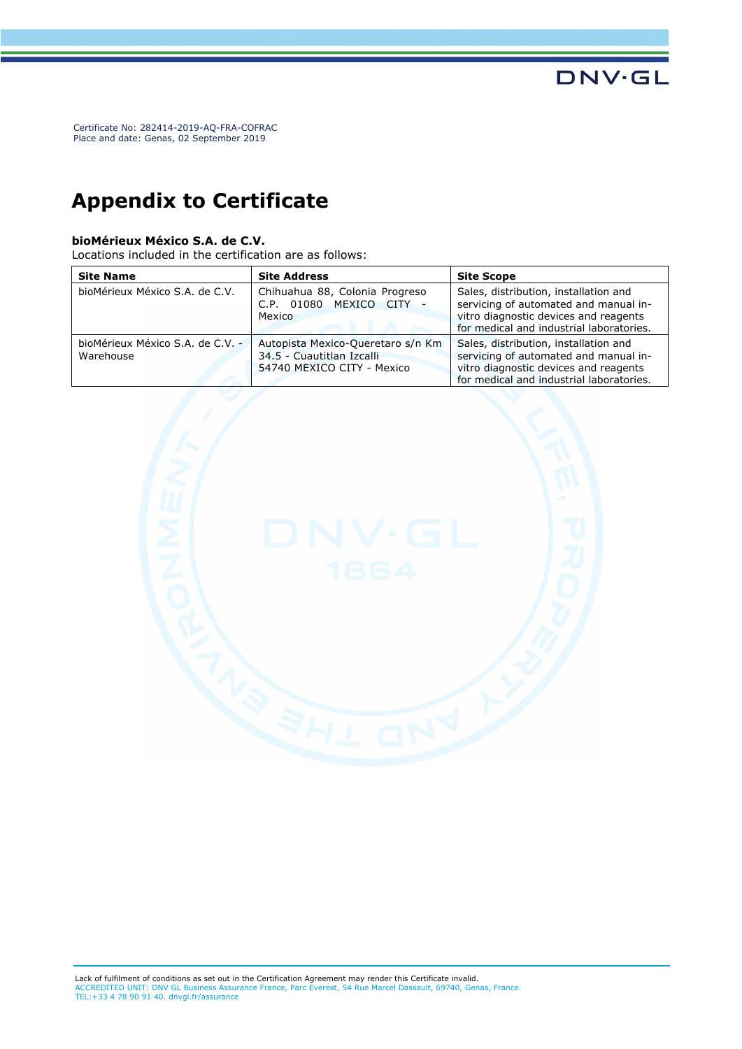Certificate No: 282414-2019-AQ-FRA-COFRAC
Place and date: Genas, 02 September 2019

# Appendix to Certificate

**bioMérieux México S.A. de C.V.**
Locations included in the certification are as follows:

| Site Name | Site Address | Site Scope |
|---|---|---|
| bioMérieux México S.A. de C.V. | Chihuahua 88, Colonia Progreso C.P. 01080 MEXICO CITY - Mexico | Sales, distribution, installation and servicing of automated and manual in-vitro diagnostic devices and reagents for medical and industrial laboratories. |
| bioMérieux México S.A. de C.V. - Warehouse | Autopista Mexico-Queretaro s/n Km 34.5 - Cuautitlan Izcalli 54740 MEXICO CITY - Mexico | Sales, distribution, installation and servicing of automated and manual in-vitro diagnostic devices and reagents for medical and industrial laboratories. |

Lack of fulfilment of conditions as set out in the Certification Agreement may render this Certificate invalid.
ACCREDITED UNIT: DNV GL Business Assurance France, Parc Everest, 54 Rue Marcel Dassault, 69740, Genas, France.
TEL:+33 4 78 90 91 40. dnvgl.fr/assurance